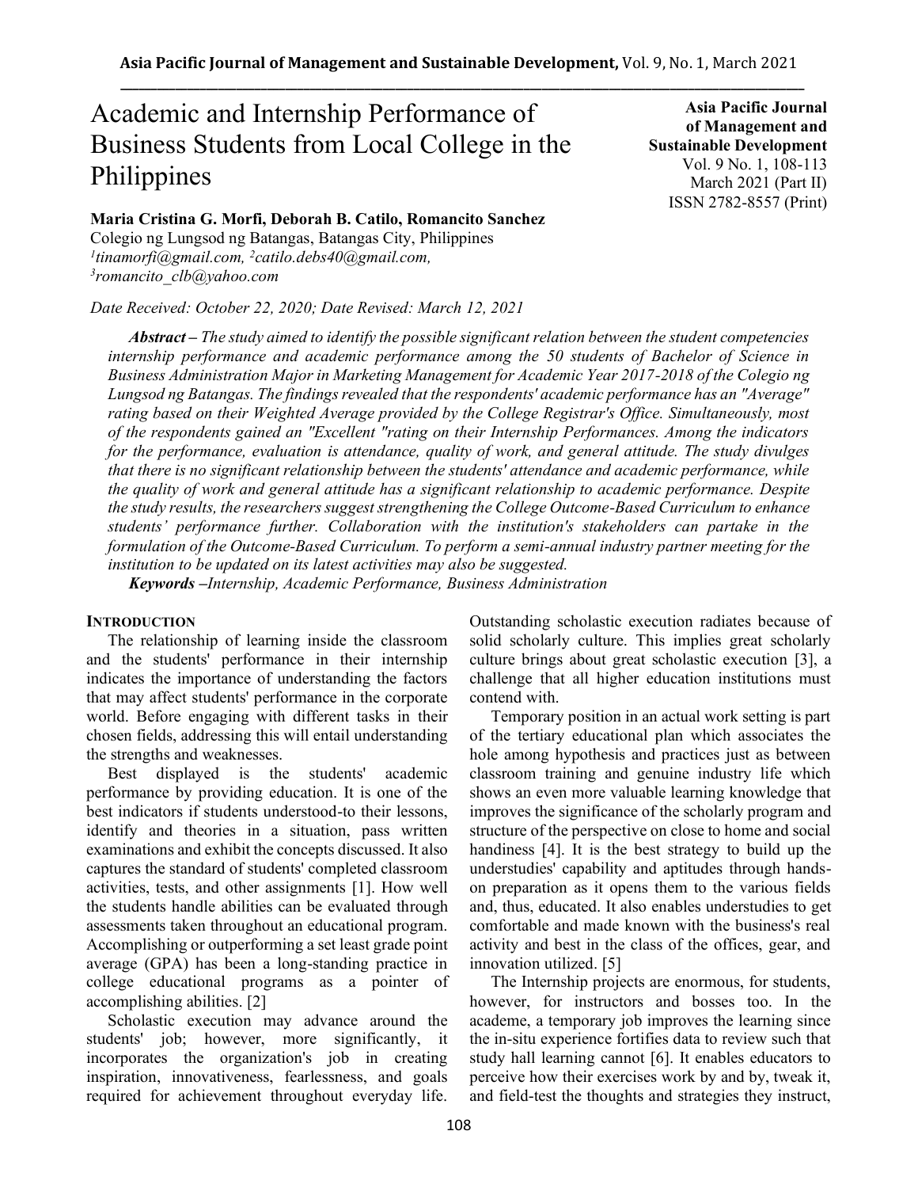# Academic and Internship Performance of Business Students from Local College in the Philippines

**Asia Pacific Journal of Management and Sustainable Development**
Vol. 9 No. 1, 108-113
March 2021 (Part II)
ISSN 2782-8557 (Print)

**Maria Cristina G. Morfi, Deborah B. Catilo, Romancito Sanchez**
Colegio ng Lungsod ng Batangas, Batangas City, Philippines
[1]tinamorfi@gmail.com, [2]catilo.debs40@gmail.com,
[3]romancito_clb@yahoo.com

*Date Received: October 22, 2020; Date Revised: March 12, 2021*

***Abstract** – The study aimed to identify the possible significant relation between the student competencies internship performance and academic performance among the 50 students of Bachelor of Science in Business Administration Major in Marketing Management for Academic Year 2017-2018 of the Colegio ng Lungsod ng Batangas. The findings revealed that the respondents' academic performance has an "Average" rating based on their Weighted Average provided by the College Registrar's Office. Simultaneously, most of the respondents gained an "Excellent "rating on their Internship Performances. Among the indicators for the performance, evaluation is attendance, quality of work, and general attitude. The study divulges that there is no significant relationship between the students' attendance and academic performance, while the quality of work and general attitude has a significant relationship to academic performance. Despite the study results, the researchers suggest strengthening the College Outcome-Based Curriculum to enhance students' performance further. Collaboration with the institution's stakeholders can partake in the formulation of the Outcome-Based Curriculum. To perform a semi-annual industry partner meeting for the institution to be updated on its latest activities may also be suggested.*

***Keywords** –Internship, Academic Performance, Business Administration*

## INTRODUCTION

The relationship of learning inside the classroom and the students' performance in their internship indicates the importance of understanding the factors that may affect students' performance in the corporate world. Before engaging with different tasks in their chosen fields, addressing this will entail understanding the strengths and weaknesses.

Best displayed is the students' academic performance by providing education. It is one of the best indicators if students understood-to their lessons, identify and theories in a situation, pass written examinations and exhibit the concepts discussed. It also captures the standard of students' completed classroom activities, tests, and other assignments [1]. How well the students handle abilities can be evaluated through assessments taken throughout an educational program. Accomplishing or outperforming a set least grade point average (GPA) has been a long-standing practice in college educational programs as a pointer of accomplishing abilities. [2]

Scholastic execution may advance around the students' job; however, more significantly, it incorporates the organization's job in creating inspiration, innovativeness, fearlessness, and goals required for achievement throughout everyday life. Outstanding scholastic execution radiates because of solid scholarly culture. This implies great scholarly culture brings about great scholastic execution [3], a challenge that all higher education institutions must contend with.

Temporary position in an actual work setting is part of the tertiary educational plan which associates the hole among hypothesis and practices just as between classroom training and genuine industry life which shows an even more valuable learning knowledge that improves the significance of the scholarly program and structure of the perspective on close to home and social handiness [4]. It is the best strategy to build up the understudies' capability and aptitudes through hands-on preparation as it opens them to the various fields and, thus, educated. It also enables understudies to get comfortable and made known with the business's real activity and best in the class of the offices, gear, and innovation utilized. [5]

The Internship projects are enormous, for students, however, for instructors and bosses too. In the academe, a temporary job improves the learning since the in-situ experience fortifies data to review such that study hall learning cannot [6]. It enables educators to perceive how their exercises work by and by, tweak it, and field-test the thoughts and strategies they instruct,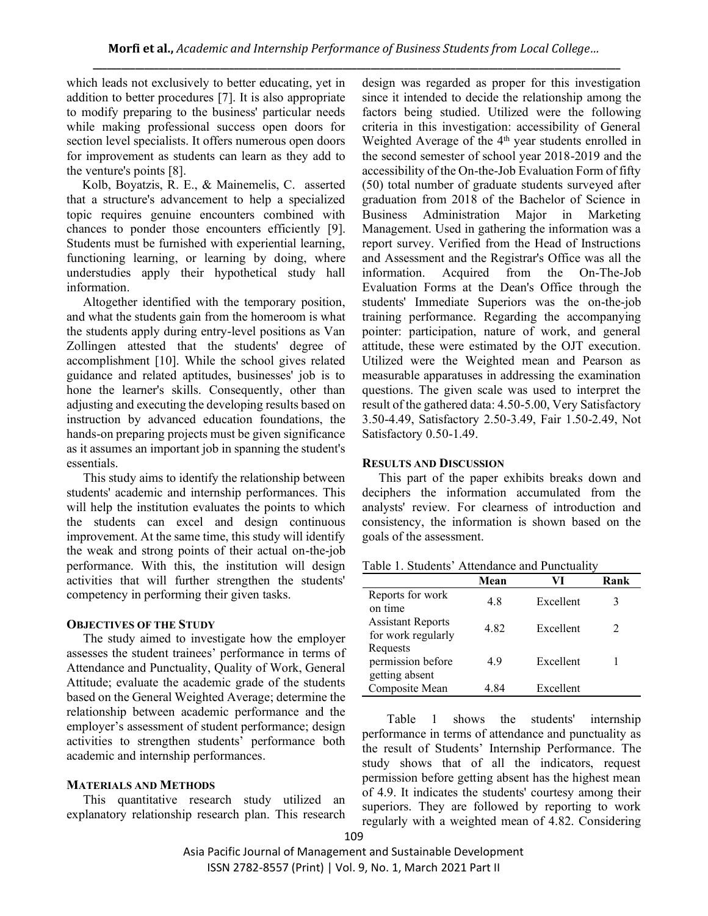which leads not exclusively to better educating, yet in addition to better procedures [7]. It is also appropriate to modify preparing to the business' particular needs while making professional success open doors for section level specialists. It offers numerous open doors for improvement as students can learn as they add to the venture's points [8].

Kolb, Boyatzis, R. E., & Mainemelis, C. asserted that a structure's advancement to help a specialized topic requires genuine encounters combined with chances to ponder those encounters efficiently [9]. Students must be furnished with experiential learning, functioning learning, or learning by doing, where understudies apply their hypothetical study hall information.

Altogether identified with the temporary position, and what the students gain from the homeroom is what the students apply during entry-level positions as Van Zollingen attested that the students' degree of accomplishment [10]. While the school gives related guidance and related aptitudes, businesses' job is to hone the learner's skills. Consequently, other than adjusting and executing the developing results based on instruction by advanced education foundations, the hands-on preparing projects must be given significance as it assumes an important job in spanning the student's essentials.

This study aims to identify the relationship between students' academic and internship performances. This will help the institution evaluates the points to which the students can excel and design continuous improvement. At the same time, this study will identify the weak and strong points of their actual on-the-job performance. With this, the institution will design activities that will further strengthen the students' competency in performing their given tasks.

## OBJECTIVES OF THE STUDY

The study aimed to investigate how the employer assesses the student trainees' performance in terms of Attendance and Punctuality, Quality of Work, General Attitude; evaluate the academic grade of the students based on the General Weighted Average; determine the relationship between academic performance and the employer's assessment of student performance; design activities to strengthen students' performance both academic and internship performances.

## MATERIALS AND METHODS

This quantitative research study utilized an explanatory relationship research plan. This research design was regarded as proper for this investigation since it intended to decide the relationship among the factors being studied. Utilized were the following criteria in this investigation: accessibility of General Weighted Average of the 4th year students enrolled in the second semester of school year 2018-2019 and the accessibility of the On-the-Job Evaluation Form of fifty (50) total number of graduate students surveyed after graduation from 2018 of the Bachelor of Science in Business Administration Major in Marketing Management. Used in gathering the information was a report survey. Verified from the Head of Instructions and Assessment and the Registrar's Office was all the information. Acquired from the On-The-Job Evaluation Forms at the Dean's Office through the students' Immediate Superiors was the on-the-job training performance. Regarding the accompanying pointer: participation, nature of work, and general attitude, these were estimated by the OJT execution. Utilized were the Weighted mean and Pearson as measurable apparatuses in addressing the examination questions. The given scale was used to interpret the result of the gathered data: 4.50-5.00, Very Satisfactory 3.50-4.49, Satisfactory 2.50-3.49, Fair 1.50-2.49, Not Satisfactory 0.50-1.49.

## RESULTS AND DISCUSSION

This part of the paper exhibits breaks down and deciphers the information accumulated from the analysts' review. For clearness of introduction and consistency, the information is shown based on the goals of the assessment.

Table 1. Students' Attendance and Punctuality

| | Mean | VI | Rank |
|---|---|---|---|
| Reports for work on time | 4.8 | Excellent | 3 |
| Assistant Reports for work regularly | 4.82 | Excellent | 2 |
| Requests permission before getting absent | 4.9 | Excellent | 1 |
| Composite Mean | 4.84 | Excellent | |

Table 1 shows the students' internship performance in terms of attendance and punctuality as the result of Students' Internship Performance. The study shows that of all the indicators, request permission before getting absent has the highest mean of 4.9. It indicates the students' courtesy among their superiors. They are followed by reporting to work regularly with a weighted mean of 4.82. Considering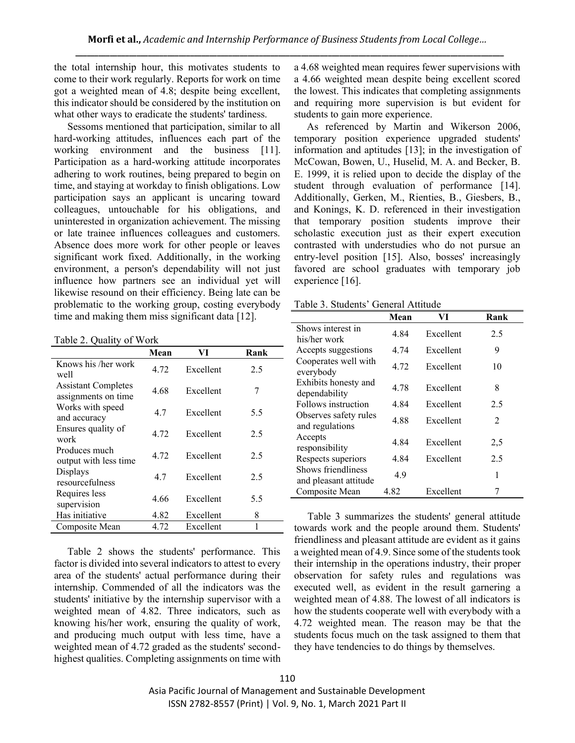the total internship hour, this motivates students to come to their work regularly. Reports for work on time got a weighted mean of 4.8; despite being excellent, this indicator should be considered by the institution on what other ways to eradicate the students' tardiness.

Sessoms mentioned that participation, similar to all hard-working attitudes, influences each part of the working environment and the business [11]. Participation as a hard-working attitude incorporates adhering to work routines, being prepared to begin on time, and staying at workday to finish obligations. Low participation says an applicant is uncaring toward colleagues, untouchable for his obligations, and uninterested in organization achievement. The missing or late trainee influences colleagues and customers. Absence does more work for other people or leaves significant work fixed. Additionally, in the working environment, a person's dependability will not just influence how partners see an individual yet will likewise resound on their efficiency. Being late can be problematic to the working group, costing everybody time and making them miss significant data [12].

Table 2. Quality of Work

| | Mean | VI | Rank |
|---|---|---|---|
| Knows his /her work well | 4.72 | Excellent | 2.5 |
| Assistant Completes assignments on time | 4.68 | Excellent | 7 |
| Works with speed and accuracy | 4.7 | Excellent | 5.5 |
| Ensures quality of work | 4.72 | Excellent | 2.5 |
| Produces much output with less time | 4.72 | Excellent | 2.5 |
| Displays resourcefulness | 4.7 | Excellent | 2.5 |
| Requires less supervision | 4.66 | Excellent | 5.5 |
| Has initiative | 4.82 | Excellent | 8 |
| Composite Mean | 4.72 | Excellent | 1 |

Table 2 shows the students' performance. This factor is divided into several indicators to attest to every area of the students' actual performance during their internship. Commended of all the indicators was the students' initiative by the internship supervisor with a weighted mean of 4.82. Three indicators, such as knowing his/her work, ensuring the quality of work, and producing much output with less time, have a weighted mean of 4.72 graded as the students' second-highest qualities. Completing assignments on time with a 4.68 weighted mean requires fewer supervisions with a 4.66 weighted mean despite being excellent scored the lowest. This indicates that completing assignments and requiring more supervision is but evident for students to gain more experience.

As referenced by Martin and Wikerson 2006, temporary position experience upgraded students' information and aptitudes [13]; in the investigation of McCowan, Bowen, U., Huselid, M. A. and Becker, B. E. 1999, it is relied upon to decide the display of the student through evaluation of performance [14]. Additionally, Gerken, M., Rienties, B., Giesbers, B., and Konings, K. D. referenced in their investigation that temporary position students improve their scholastic execution just as their expert execution contrasted with understudies who do not pursue an entry-level position [15]. Also, bosses' increasingly favored are school graduates with temporary job experience [16].

Table 3. Students' General Attitude

| | Mean | VI | Rank |
|---|---|---|---|
| Shows interest in his/her work | 4.84 | Excellent | 2.5 |
| Accepts suggestions | 4.74 | Excellent | 9 |
| Cooperates well with everybody | 4.72 | Excellent | 10 |
| Exhibits honesty and dependability | 4.78 | Excellent | 8 |
| Follows instruction | 4.84 | Excellent | 2.5 |
| Observes safety rules and regulations | 4.88 | Excellent | 2 |
| Accepts responsibility | 4.84 | Excellent | 2,5 |
| Respects superiors | 4.84 | Excellent | 2.5 |
| Shows friendliness and pleasant attitude | 4.9 | | 1 |
| Composite Mean | 4.82 | Excellent | 7 |

Table 3 summarizes the students' general attitude towards work and the people around them. Students' friendliness and pleasant attitude are evident as it gains a weighted mean of 4.9. Since some of the students took their internship in the operations industry, their proper observation for safety rules and regulations was executed well, as evident in the result garnering a weighted mean of 4.88. The lowest of all indicators is how the students cooperate well with everybody with a 4.72 weighted mean. The reason may be that the students focus much on the task assigned to them that they have tendencies to do things by themselves.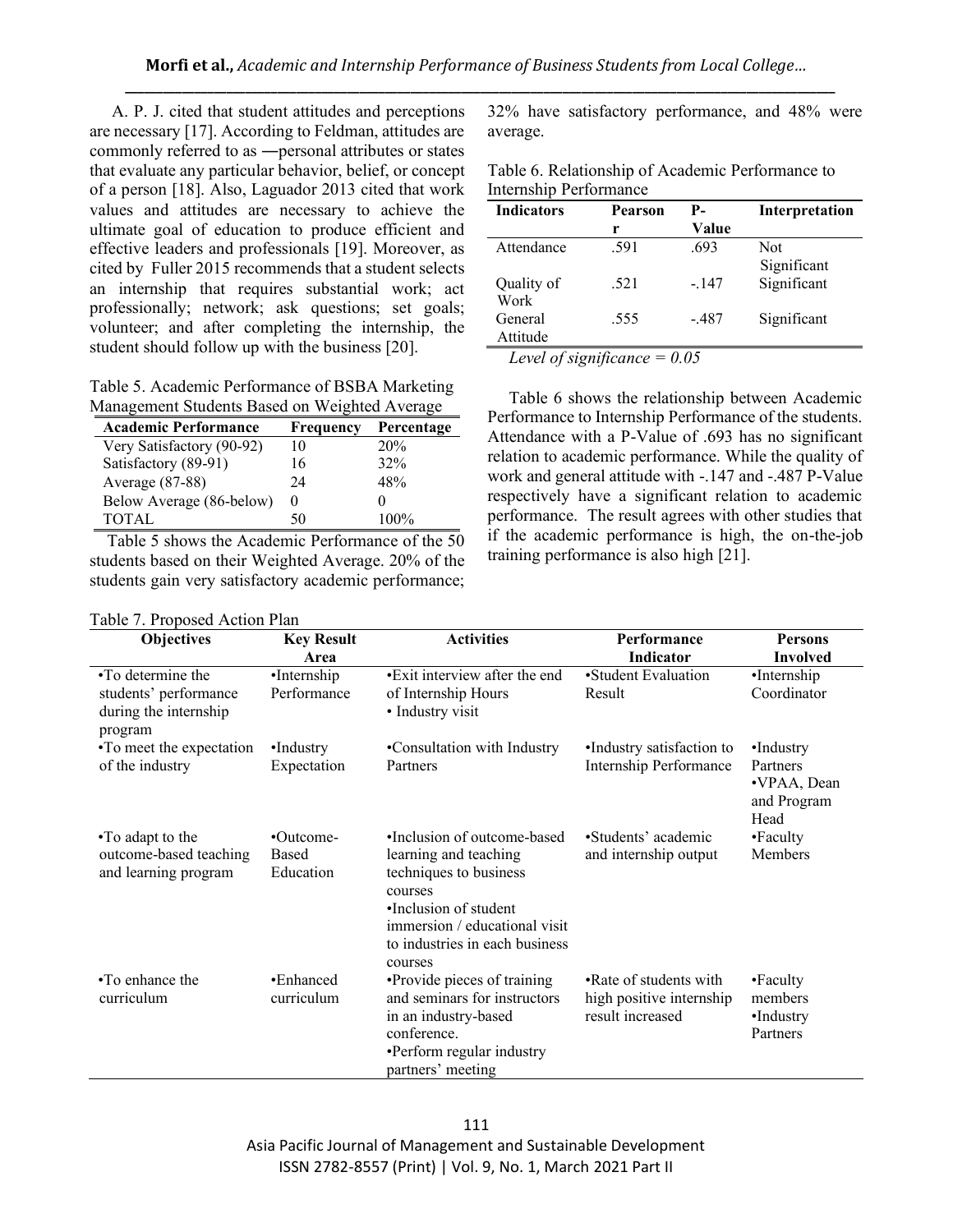A. P. J. cited that student attitudes and perceptions are necessary [17]. According to Feldman, attitudes are commonly referred to as ―personal attributes or states that evaluate any particular behavior, belief, or concept of a person [18]. Also, Laguador 2013 cited that work values and attitudes are necessary to achieve the ultimate goal of education to produce efficient and effective leaders and professionals [19]. Moreover, as cited by Fuller 2015 recommends that a student selects an internship that requires substantial work; act professionally; network; ask questions; set goals; volunteer; and after completing the internship, the student should follow up with the business [20].

Table 5. Academic Performance of BSBA Marketing Management Students Based on Weighted Average

| Academic Performance | Frequency | Percentage |
|---|---|---|
| Very Satisfactory (90-92) | 10 | 20% |
| Satisfactory (89-91) | 16 | 32% |
| Average (87-88) | 24 | 48% |
| Below Average (86-below) | 0 | 0 |
| TOTAL | 50 | 100% |

Table 5 shows the Academic Performance of the 50 students based on their Weighted Average. 20% of the students gain very satisfactory academic performance; 32% have satisfactory performance, and 48% were average.

Table 6. Relationship of Academic Performance to Internship Performance

| Indicators | Pearson r | P-Value | Interpretation |
|---|---|---|---|
| Attendance | .591 | .693 | Not Significant |
| Quality of Work | .521 | -.147 | Significant |
| General Attitude | .555 | -.487 | Significant |

*Level of significance = 0.05*

Table 6 shows the relationship between Academic Performance to Internship Performance of the students. Attendance with a P-Value of .693 has no significant relation to academic performance. While the quality of work and general attitude with -.147 and -.487 P-Value respectively have a significant relation to academic performance. The result agrees with other studies that if the academic performance is high, the on-the-job training performance is also high [21].

Table 7. Proposed Action Plan

| Objectives | Key Result Area | Activities | Performance Indicator | Persons Involved |
|---|---|---|---|---|
| •To determine the students' performance during the internship program | •Internship Performance | •Exit interview after the end of Internship Hours<br>• Industry visit | •Student Evaluation Result | •Internship Coordinator |
| •To meet the expectation of the industry | •Industry Expectation | •Consultation with Industry Partners | •Industry satisfaction to Internship Performance | •Industry Partners<br>•VPAA, Dean and Program Head |
| •To adapt to the outcome-based teaching and learning program | •Outcome-Based Education | •Inclusion of outcome-based learning and teaching techniques to business courses<br>•Inclusion of student immersion / educational visit to industries in each business courses | •Students' academic and internship output | •Faculty Members |
| •To enhance the curriculum | •Enhanced curriculum | •Provide pieces of training and seminars for instructors in an industry-based conference.<br>•Perform regular industry partners' meeting | •Rate of students with high positive internship result increased | •Faculty members<br>•Industry Partners |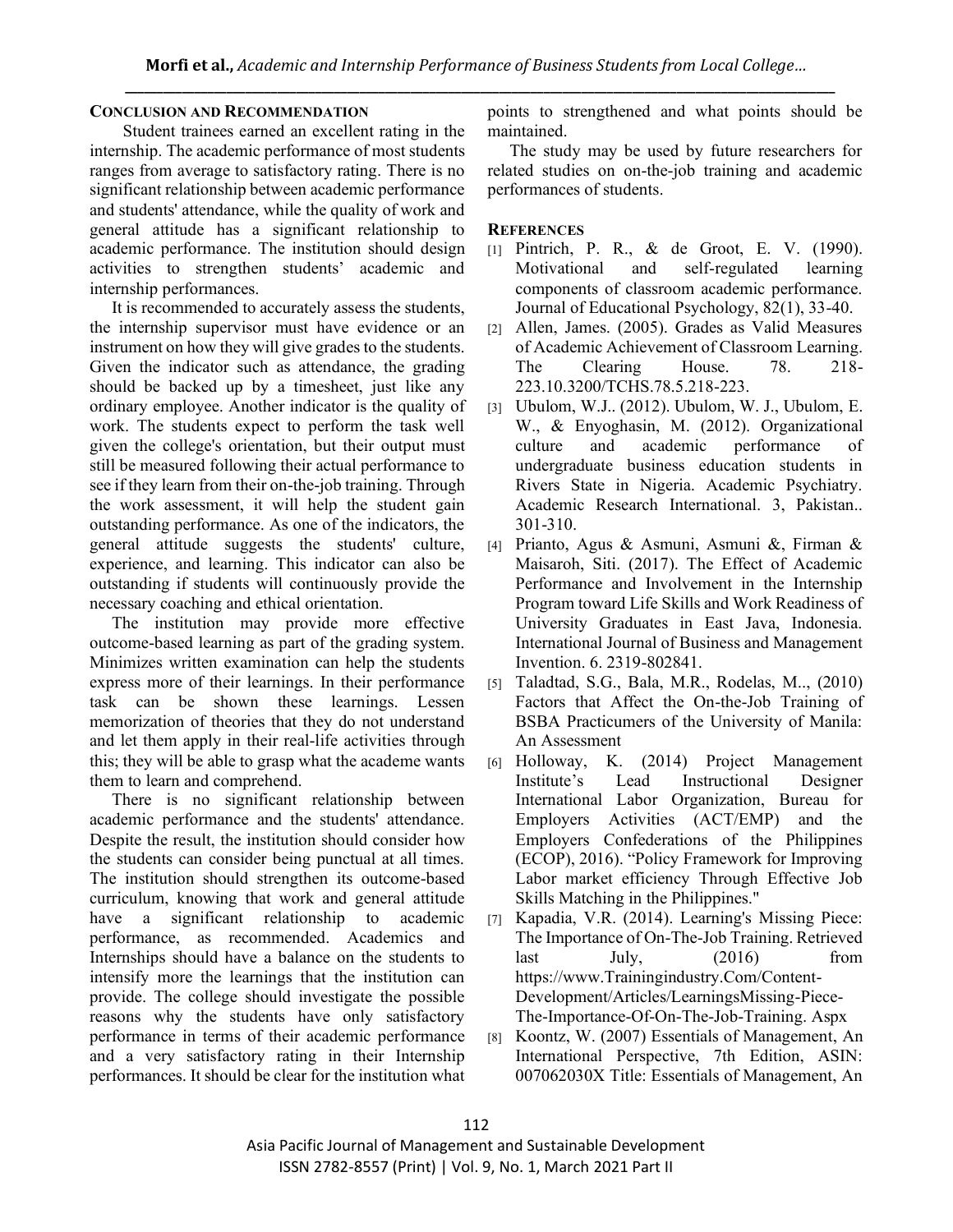## CONCLUSION AND RECOMMENDATION

Student trainees earned an excellent rating in the internship. The academic performance of most students ranges from average to satisfactory rating. There is no significant relationship between academic performance and students' attendance, while the quality of work and general attitude has a significant relationship to academic performance. The institution should design activities to strengthen students' academic and internship performances.

It is recommended to accurately assess the students, the internship supervisor must have evidence or an instrument on how they will give grades to the students. Given the indicator such as attendance, the grading should be backed up by a timesheet, just like any ordinary employee. Another indicator is the quality of work. The students expect to perform the task well given the college's orientation, but their output must still be measured following their actual performance to see if they learn from their on-the-job training. Through the work assessment, it will help the student gain outstanding performance. As one of the indicators, the general attitude suggests the students' culture, experience, and learning. This indicator can also be outstanding if students will continuously provide the necessary coaching and ethical orientation.

The institution may provide more effective outcome-based learning as part of the grading system. Minimizes written examination can help the students express more of their learnings. In their performance task can be shown these learnings. Lessen memorization of theories that they do not understand and let them apply in their real-life activities through this; they will be able to grasp what the academe wants them to learn and comprehend.

There is no significant relationship between academic performance and the students' attendance. Despite the result, the institution should consider how the students can consider being punctual at all times. The institution should strengthen its outcome-based curriculum, knowing that work and general attitude have a significant relationship to academic performance, as recommended. Academics and Internships should have a balance on the students to intensify more the learnings that the institution can provide. The college should investigate the possible reasons why the students have only satisfactory performance in terms of their academic performance and a very satisfactory rating in their Internship performances. It should be clear for the institution what points to strengthened and what points should be maintained.

The study may be used by future researchers for related studies on on-the-job training and academic performances of students.

## REFERENCES

[1] Pintrich, P. R., & de Groot, E. V. (1990). Motivational and self-regulated learning components of classroom academic performance. Journal of Educational Psychology, 82(1), 33-40.

[2] Allen, James. (2005). Grades as Valid Measures of Academic Achievement of Classroom Learning. The Clearing House. 78. 218-223.10.3200/TCHS.78.5.218-223.

[3] Ubulom, W.J.. (2012). Ubulom, W. J., Ubulom, E. W., & Enyoghasin, M. (2012). Organizational culture and academic performance of undergraduate business education students in Rivers State in Nigeria. Academic Psychiatry. Academic Research International. 3, Pakistan.. 301-310.

[4] Prianto, Agus & Asmuni, Asmuni &, Firman & Maisaroh, Siti. (2017). The Effect of Academic Performance and Involvement in the Internship Program toward Life Skills and Work Readiness of University Graduates in East Java, Indonesia. International Journal of Business and Management Invention. 6. 2319-802841.

[5] Taladtad, S.G., Bala, M.R., Rodelas, M.., (2010) Factors that Affect the On-the-Job Training of BSBA Practicumers of the University of Manila: An Assessment

[6] Holloway, K. (2014) Project Management Institute's Lead Instructional Designer International Labor Organization, Bureau for Employers Activities (ACT/EMP) and the Employers Confederations of the Philippines (ECOP), 2016). "Policy Framework for Improving Labor market efficiency Through Effective Job Skills Matching in the Philippines."

[7] Kapadia, V.R. (2014). Learning's Missing Piece: The Importance of On-The-Job Training. Retrieved last July, (2016) from https://www.Trainingindustry.Com/Content-Development/Articles/LearningsMissing-Piece-The-Importance-Of-On-The-Job-Training. Aspx

[8] Koontz, W. (2007) Essentials of Management, An International Perspective, 7th Edition, ASIN: 007062030X Title: Essentials of Management, An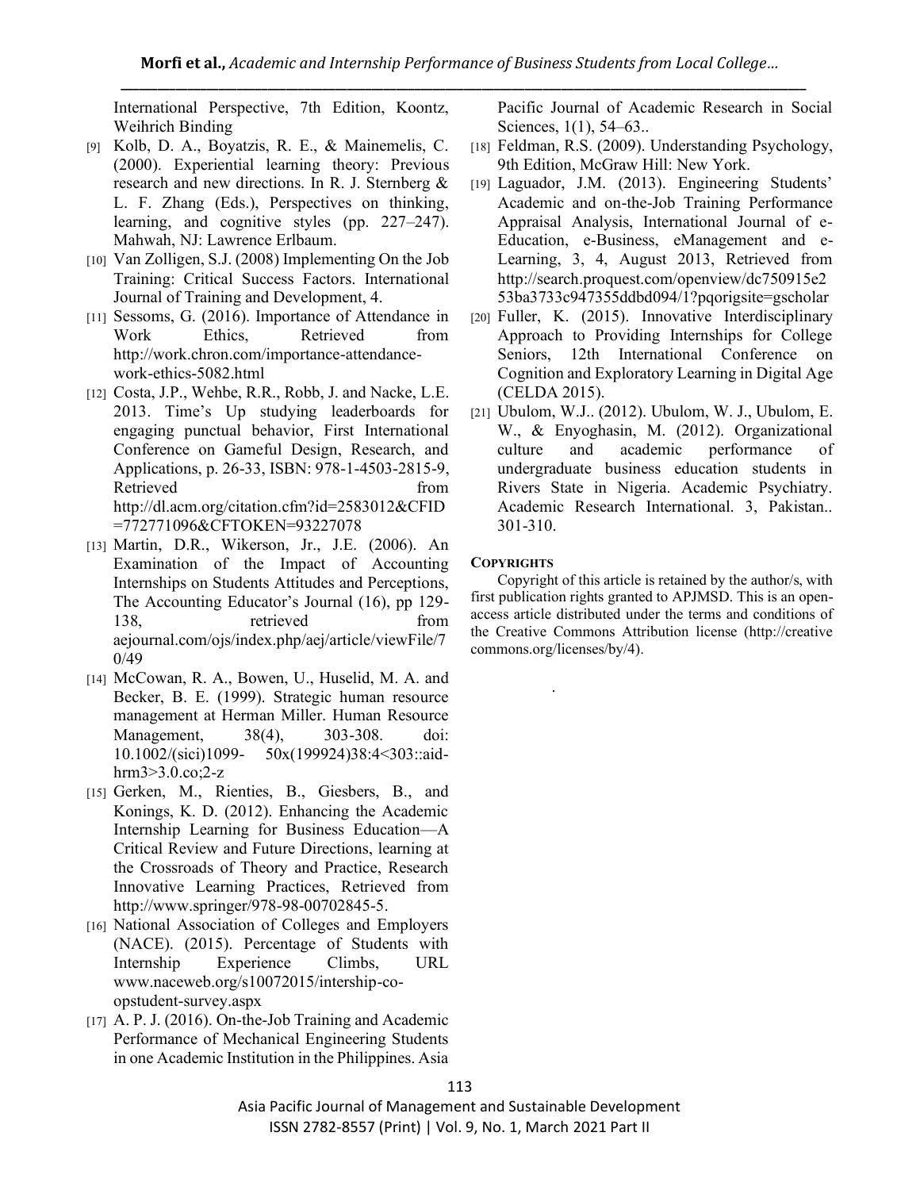International Perspective, 7th Edition, Koontz, Weihrich Binding

[9] Kolb, D. A., Boyatzis, R. E., & Mainemelis, C. (2000). Experiential learning theory: Previous research and new directions. In R. J. Sternberg & L. F. Zhang (Eds.), Perspectives on thinking, learning, and cognitive styles (pp. 227–247). Mahwah, NJ: Lawrence Erlbaum.

[10] Van Zolligen, S.J. (2008) Implementing On the Job Training: Critical Success Factors. International Journal of Training and Development, 4.

[11] Sessoms, G. (2016). Importance of Attendance in Work Ethics, Retrieved from http://work.chron.com/importance-attendance-work-ethics-5082.html

[12] Costa, J.P., Wehbe, R.R., Robb, J. and Nacke, L.E. 2013. Time's Up studying leaderboards for engaging punctual behavior, First International Conference on Gameful Design, Research, and Applications, p. 26-33, ISBN: 978-1-4503-2815-9, Retrieved from http://dl.acm.org/citation.cfm?id=2583012&CFID=772771096&CFTOKEN=93227078

[13] Martin, D.R., Wikerson, Jr., J.E. (2006). An Examination of the Impact of Accounting Internships on Students Attitudes and Perceptions, The Accounting Educator's Journal (16), pp 129-138, retrieved from aejournal.com/ojs/index.php/aej/article/viewFile/70/49

[14] McCowan, R. A., Bowen, U., Huselid, M. A. and Becker, B. E. (1999). Strategic human resource management at Herman Miller. Human Resource Management, 38(4), 303-308. doi: 10.1002/(sici)1099- 50x(199924)38:4<303::aid-hrm3>3.0.co;2-z

[15] Gerken, M., Rienties, B., Giesbers, B., and Konings, K. D. (2012). Enhancing the Academic Internship Learning for Business Education—A Critical Review and Future Directions, learning at the Crossroads of Theory and Practice, Research Innovative Learning Practices, Retrieved from http://www.springer/978-98-00702845-5.

[16] National Association of Colleges and Employers (NACE). (2015). Percentage of Students with Internship Experience Climbs, URL www.naceweb.org/s10072015/intership-co-opstudent-survey.aspx

[17] A. P. J. (2016). On-the-Job Training and Academic Performance of Mechanical Engineering Students in one Academic Institution in the Philippines. Asia Pacific Journal of Academic Research in Social Sciences, 1(1), 54–63..

[18] Feldman, R.S. (2009). Understanding Psychology, 9th Edition, McGraw Hill: New York.

[19] Laguador, J.M. (2013). Engineering Students' Academic and on-the-Job Training Performance Appraisal Analysis, International Journal of e-Education, e-Business, eManagement and e-Learning, 3, 4, August 2013, Retrieved from http://search.proquest.com/openview/dc750915e253ba3733c947355ddbd094/1?pqorigsite=gscholar

[20] Fuller, K. (2015). Innovative Interdisciplinary Approach to Providing Internships for College Seniors, 12th International Conference on Cognition and Exploratory Learning in Digital Age (CELDA 2015).

[21] Ubulom, W.J.. (2012). Ubulom, W. J., Ubulom, E. W., & Enyoghasin, M. (2012). Organizational culture and academic performance of undergraduate business education students in Rivers State in Nigeria. Academic Psychiatry. Academic Research International. 3, Pakistan.. 301-310.

## COPYRIGHTS

Copyright of this article is retained by the author/s, with first publication rights granted to APJMSD. This is an open-access article distributed under the terms and conditions of the Creative Commons Attribution license (http://creative commons.org/licenses/by/4).